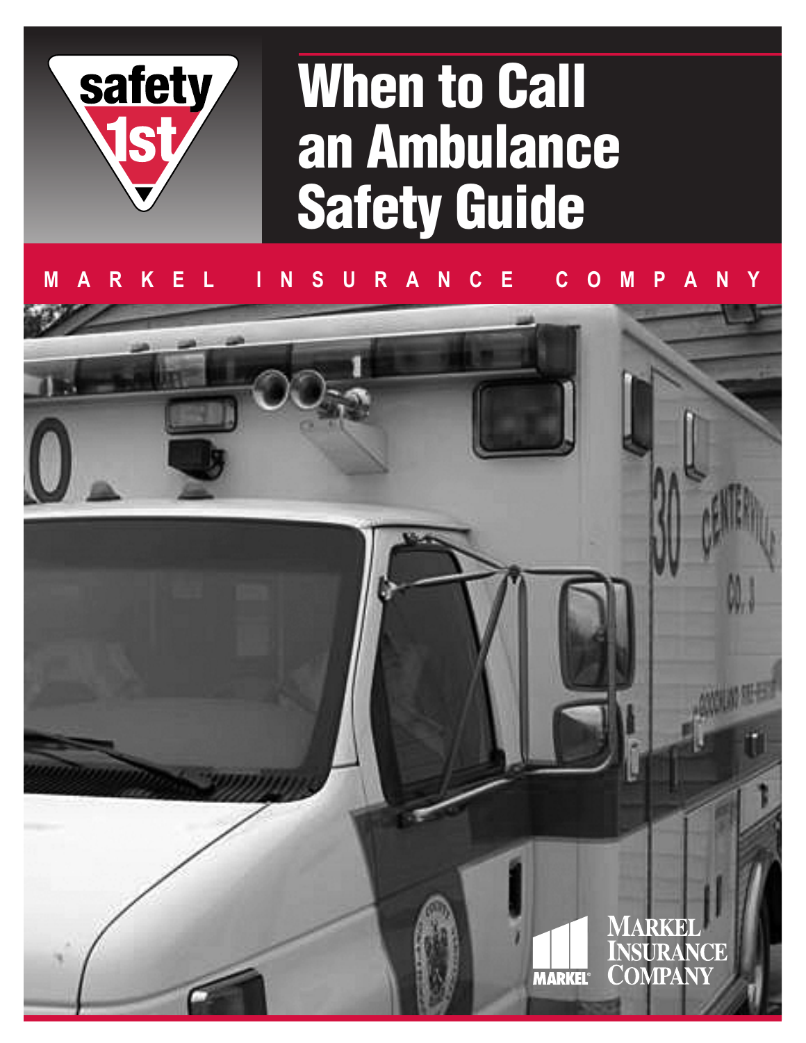safety 1st

# When to Call an Ambulance Safety Guide

MARKEL INSURANCE COMPANY

MARKEL INSURANCE COMPANY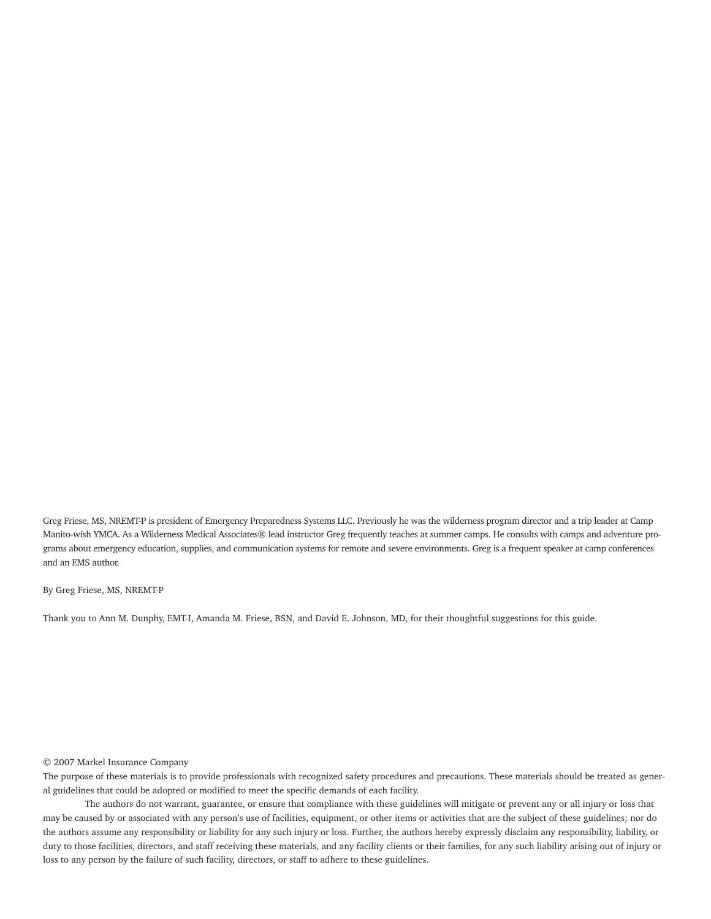Greg Friese, MS, NREMT-P is president of Emergency Preparedness Systems LLC. Previously he was the wilderness program director and a trip leader at Camp Manito-wish YMCA. As a Wilderness Medical Associates® lead instructor Greg frequently teaches at summer camps. He consults with camps and adventure programs about emergency education, supplies, and communication systems for remote and severe environments. Greg is a frequent speaker at camp conferences and an EMS author.

By Greg Friese, MS, NREMT-P

Thank you to Ann M. Dunphy, EMT-I, Amanda M. Friese, BSN, and David E. Johnson, MD, for their thoughtful suggestions for this guide.

© 2007 Markel Insurance Company

The purpose of these materials is to provide professionals with recognized safety procedures and precautions. These materials should be treated as general guidelines that could be adopted or modified to meet the specific demands of each facility.

The authors do not warrant, guarantee, or ensure that compliance with these guidelines will mitigate or prevent any or all injury or loss that may be caused by or associated with any person's use of facilities, equipment, or other items or activities that are the subject of these guidelines; nor do the authors assume any responsibility or liability for any such injury or loss. Further, the authors hereby expressly disclaim any responsibility, liability, or duty to those facilities, directors, and staff receiving these materials, and any facility clients or their families, for any such liability arising out of injury or loss to any person by the failure of such facility, directors, or staff to adhere to these guidelines.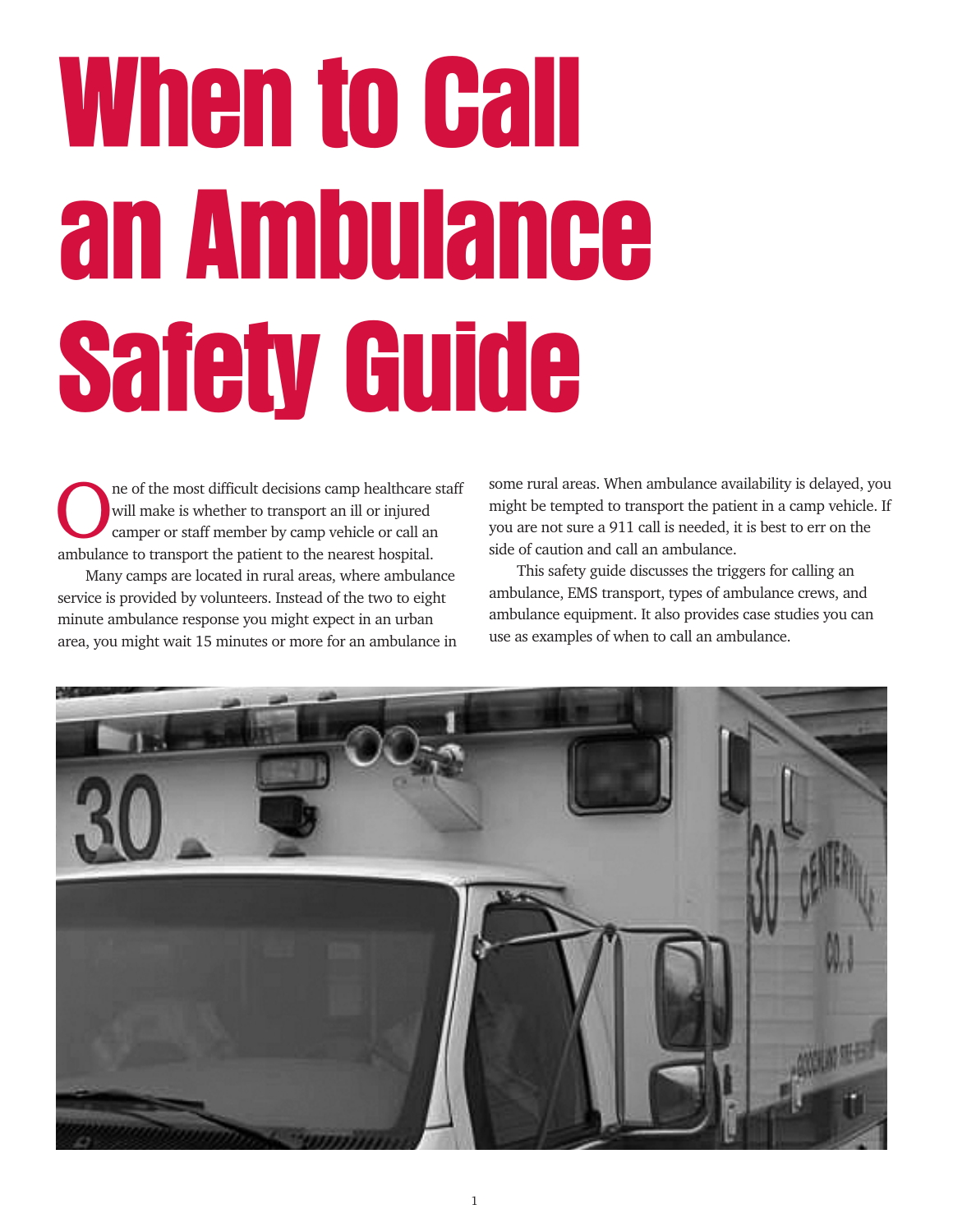# When to Call an Ambulance Safety Guide

One of the most difficult decisions camp healthcare staff will make is whether to transport an ill or injured camper or staff member by camp vehicle or call an ambulance to transport the patient to the nearest hospital.

Many camps are located in rural areas, where ambulance service is provided by volunteers. Instead of the two to eight minute ambulance response you might expect in an urban area, you might wait 15 minutes or more for an ambulance in some rural areas. When ambulance availability is delayed, you might be tempted to transport the patient in a camp vehicle. If you are not sure a 911 call is needed, it is best to err on the side of caution and call an ambulance.

This safety guide discusses the triggers for calling an ambulance, EMS transport, types of ambulance crews, and ambulance equipment. It also provides case studies you can use as examples of when to call an ambulance.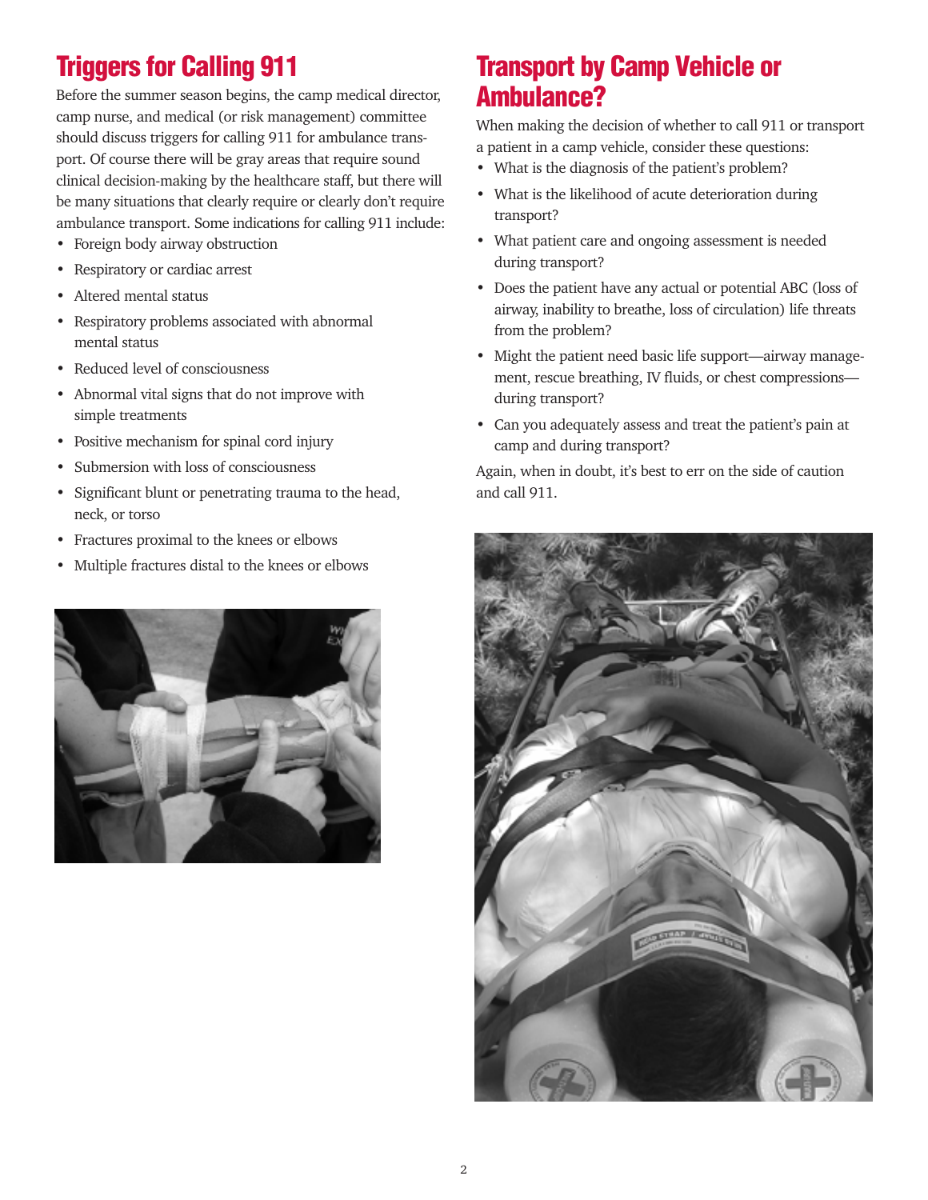## Triggers for Calling 911

Before the summer season begins, the camp medical director, camp nurse, and medical (or risk management) committee should discuss triggers for calling 911 for ambulance transport. Of course there will be gray areas that require sound clinical decision-making by the healthcare staff, but there will be many situations that clearly require or clearly don't require ambulance transport. Some indications for calling 911 include:

- Foreign body airway obstruction
- Respiratory or cardiac arrest
- Altered mental status
- Respiratory problems associated with abnormal mental status
- Reduced level of consciousness
- Abnormal vital signs that do not improve with simple treatments
- Positive mechanism for spinal cord injury
- Submersion with loss of consciousness
- Significant blunt or penetrating trauma to the head, neck, or torso
- Fractures proximal to the knees or elbows
- Multiple fractures distal to the knees or elbows

## Transport by Camp Vehicle or Ambulance?

When making the decision of whether to call 911 or transport a patient in a camp vehicle, consider these questions:

- What is the diagnosis of the patient's problem?
- What is the likelihood of acute deterioration during transport?
- What patient care and ongoing assessment is needed during transport?
- Does the patient have any actual or potential ABC (loss of airway, inability to breathe, loss of circulation) life threats from the problem?
- Might the patient need basic life support—airway management, rescue breathing, IV fluids, or chest compressions—during transport?
- Can you adequately assess and treat the patient's pain at camp and during transport?

Again, when in doubt, it's best to err on the side of caution and call 911.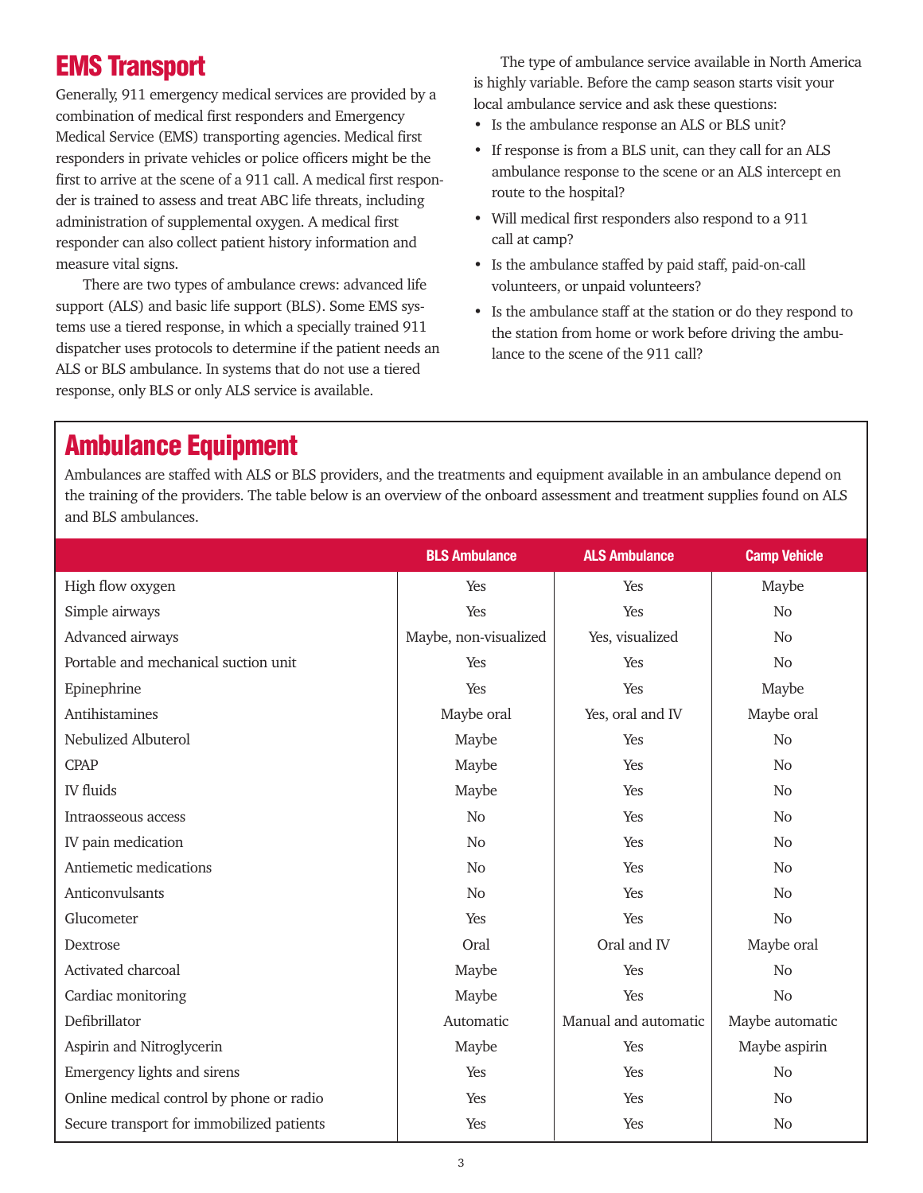## EMS Transport

Generally, 911 emergency medical services are provided by a combination of medical first responders and Emergency Medical Service (EMS) transporting agencies. Medical first responders in private vehicles or police officers might be the first to arrive at the scene of a 911 call. A medical first responder is trained to assess and treat ABC life threats, including administration of supplemental oxygen. A medical first responder can also collect patient history information and measure vital signs.

There are two types of ambulance crews: advanced life support (ALS) and basic life support (BLS). Some EMS systems use a tiered response, in which a specially trained 911 dispatcher uses protocols to determine if the patient needs an ALS or BLS ambulance. In systems that do not use a tiered response, only BLS or only ALS service is available.

The type of ambulance service available in North America is highly variable. Before the camp season starts visit your local ambulance service and ask these questions:

- Is the ambulance response an ALS or BLS unit?
- If response is from a BLS unit, can they call for an ALS ambulance response to the scene or an ALS intercept en route to the hospital?
- Will medical first responders also respond to a 911 call at camp?
- Is the ambulance staffed by paid staff, paid-on-call volunteers, or unpaid volunteers?
- Is the ambulance staff at the station or do they respond to the station from home or work before driving the ambulance to the scene of the 911 call?

## Ambulance Equipment

Ambulances are staffed with ALS or BLS providers, and the treatments and equipment available in an ambulance depend on the training of the providers. The table below is an overview of the onboard assessment and treatment supplies found on ALS and BLS ambulances.

| | BLS Ambulance | ALS Ambulance | Camp Vehicle |
|---|---|---|---|
| High flow oxygen | Yes | Yes | Maybe |
| Simple airways | Yes | Yes | No |
| Advanced airways | Maybe, non-visualized | Yes, visualized | No |
| Portable and mechanical suction unit | Yes | Yes | No |
| Epinephrine | Yes | Yes | Maybe |
| Antihistamines | Maybe oral | Yes, oral and IV | Maybe oral |
| Nebulized Albuterol | Maybe | Yes | No |
| CPAP | Maybe | Yes | No |
| IV fluids | Maybe | Yes | No |
| Intraosseous access | No | Yes | No |
| IV pain medication | No | Yes | No |
| Antiemetic medications | No | Yes | No |
| Anticonvulsants | No | Yes | No |
| Glucometer | Yes | Yes | No |
| Dextrose | Oral | Oral and IV | Maybe oral |
| Activated charcoal | Maybe | Yes | No |
| Cardiac monitoring | Maybe | Yes | No |
| Defibrillator | Automatic | Manual and automatic | Maybe automatic |
| Aspirin and Nitroglycerin | Maybe | Yes | Maybe aspirin |
| Emergency lights and sirens | Yes | Yes | No |
| Online medical control by phone or radio | Yes | Yes | No |
| Secure transport for immobilized patients | Yes | Yes | No |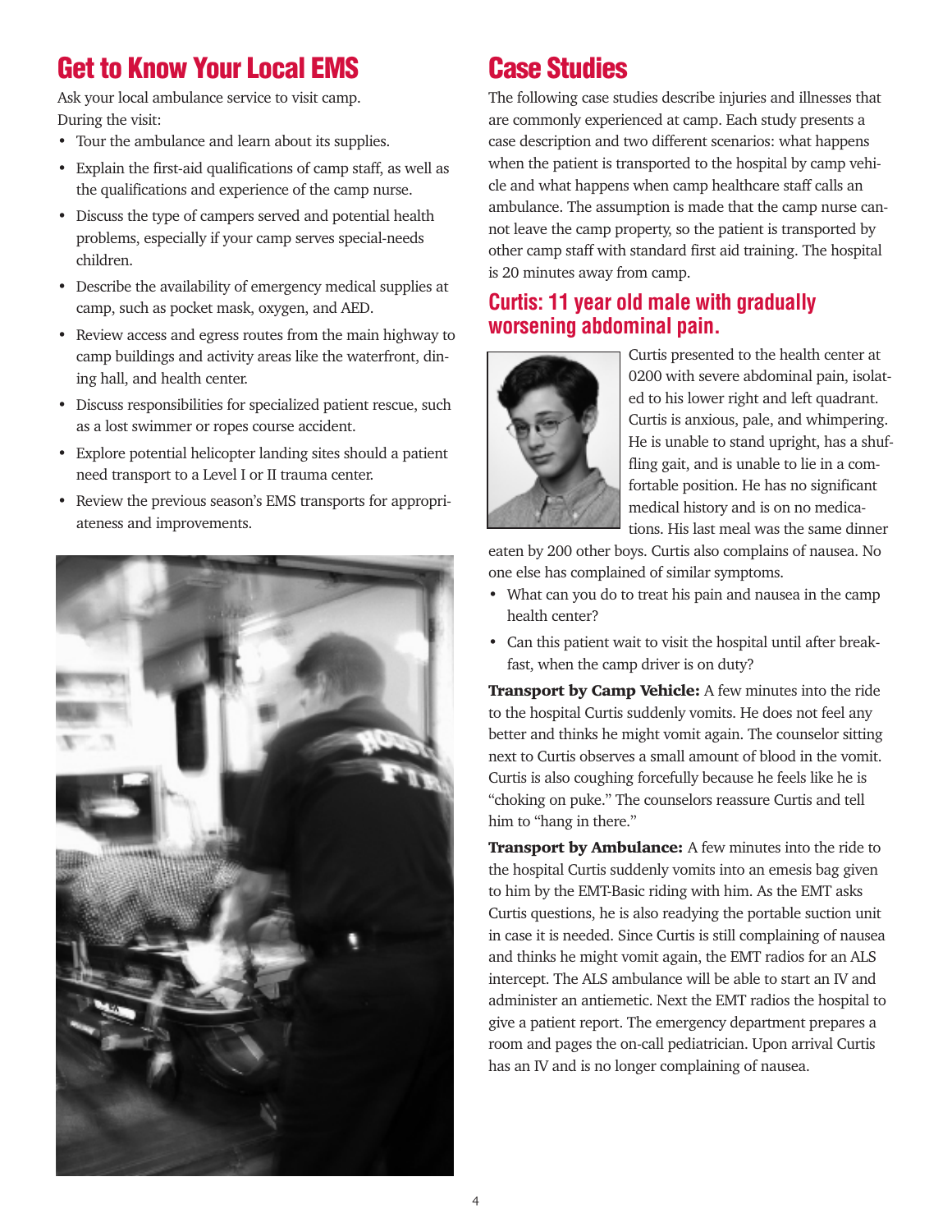## Get to Know Your Local EMS

Ask your local ambulance service to visit camp.
During the visit:

- Tour the ambulance and learn about its supplies.
- Explain the first-aid qualifications of camp staff, as well as the qualifications and experience of the camp nurse.
- Discuss the type of campers served and potential health problems, especially if your camp serves special-needs children.
- Describe the availability of emergency medical supplies at camp, such as pocket mask, oxygen, and AED.
- Review access and egress routes from the main highway to camp buildings and activity areas like the waterfront, dining hall, and health center.
- Discuss responsibilities for specialized patient rescue, such as a lost swimmer or ropes course accident.
- Explore potential helicopter landing sites should a patient need transport to a Level I or II trauma center.
- Review the previous season's EMS transports for appropriateness and improvements.

## Case Studies

The following case studies describe injuries and illnesses that are commonly experienced at camp. Each study presents a case description and two different scenarios: what happens when the patient is transported to the hospital by camp vehicle and what happens when camp healthcare staff calls an ambulance. The assumption is made that the camp nurse cannot leave the camp property, so the patient is transported by other camp staff with standard first aid training. The hospital is 20 minutes away from camp.

### Curtis: 11 year old male with gradually worsening abdominal pain.

Curtis presented to the health center at 0200 with severe abdominal pain, isolated to his lower right and left quadrant. Curtis is anxious, pale, and whimpering. He is unable to stand upright, has a shuffling gait, and is unable to lie in a comfortable position. He has no significant medical history and is on no medications. His last meal was the same dinner eaten by 200 other boys. Curtis also complains of nausea. No one else has complained of similar symptoms.

- What can you do to treat his pain and nausea in the camp health center?
- Can this patient wait to visit the hospital until after breakfast, when the camp driver is on duty?

**Transport by Camp Vehicle:** A few minutes into the ride to the hospital Curtis suddenly vomits. He does not feel any better and thinks he might vomit again. The counselor sitting next to Curtis observes a small amount of blood in the vomit. Curtis is also coughing forcefully because he feels like he is "choking on puke." The counselors reassure Curtis and tell him to "hang in there."

**Transport by Ambulance:** A few minutes into the ride to the hospital Curtis suddenly vomits into an emesis bag given to him by the EMT-Basic riding with him. As the EMT asks Curtis questions, he is also readying the portable suction unit in case it is needed. Since Curtis is still complaining of nausea and thinks he might vomit again, the EMT radios for an ALS intercept. The ALS ambulance will be able to start an IV and administer an antiemetic. Next the EMT radios the hospital to give a patient report. The emergency department prepares a room and pages the on-call pediatrician. Upon arrival Curtis has an IV and is no longer complaining of nausea.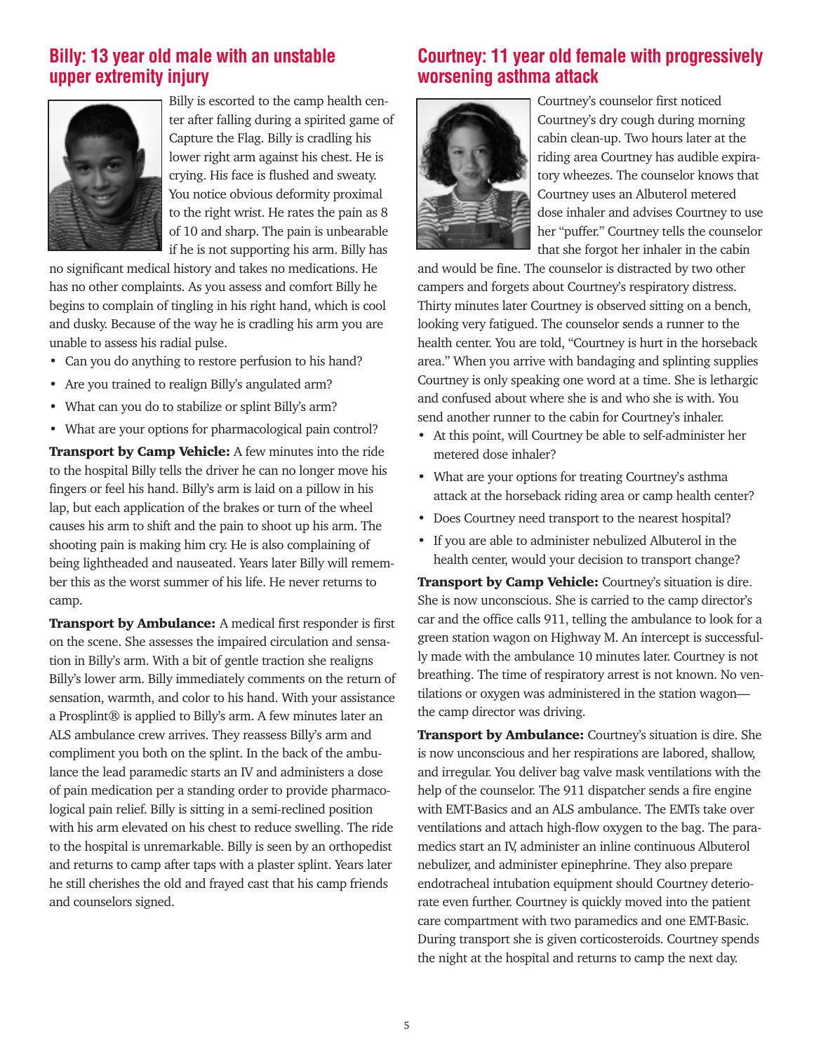## Billy: 13 year old male with an unstable upper extremity injury

Billy is escorted to the camp health center after falling during a spirited game of Capture the Flag. Billy is cradling his lower right arm against his chest. He is crying. His face is flushed and sweaty. You notice obvious deformity proximal to the right wrist. He rates the pain as 8 of 10 and sharp. The pain is unbearable if he is not supporting his arm. Billy has no significant medical history and takes no medications. He has no other complaints. As you assess and comfort Billy he begins to complain of tingling in his right hand, which is cool and dusky. Because of the way he is cradling his arm you are unable to assess his radial pulse.

- Can you do anything to restore perfusion to his hand?
- Are you trained to realign Billy's angulated arm?
- What can you do to stabilize or splint Billy's arm?
- What are your options for pharmacological pain control?

**Transport by Camp Vehicle:** A few minutes into the ride to the hospital Billy tells the driver he can no longer move his fingers or feel his hand. Billy's arm is laid on a pillow in his lap, but each application of the brakes or turn of the wheel causes his arm to shift and the pain to shoot up his arm. The shooting pain is making him cry. He is also complaining of being lightheaded and nauseated. Years later Billy will remember this as the worst summer of his life. He never returns to camp.

**Transport by Ambulance:** A medical first responder is first on the scene. She assesses the impaired circulation and sensation in Billy's arm. With a bit of gentle traction she realigns Billy's lower arm. Billy immediately comments on the return of sensation, warmth, and color to his hand. With your assistance a Prosplint® is applied to Billy's arm. A few minutes later an ALS ambulance crew arrives. They reassess Billy's arm and compliment you both on the splint. In the back of the ambulance the lead paramedic starts an IV and administers a dose of pain medication per a standing order to provide pharmacological pain relief. Billy is sitting in a semi-reclined position with his arm elevated on his chest to reduce swelling. The ride to the hospital is unremarkable. Billy is seen by an orthopedist and returns to camp after taps with a plaster splint. Years later he still cherishes the old and frayed cast that his camp friends and counselors signed.

## Courtney: 11 year old female with progressively worsening asthma attack

Courtney's counselor first noticed Courtney's dry cough during morning cabin clean-up. Two hours later at the riding area Courtney has audible expiratory wheezes. The counselor knows that Courtney uses an Albuterol metered dose inhaler and advises Courtney to use her "puffer." Courtney tells the counselor that she forgot her inhaler in the cabin and would be fine. The counselor is distracted by two other campers and forgets about Courtney's respiratory distress. Thirty minutes later Courtney is observed sitting on a bench, looking very fatigued. The counselor sends a runner to the health center. You are told, "Courtney is hurt in the horseback area." When you arrive with bandaging and splinting supplies Courtney is only speaking one word at a time. She is lethargic and confused about where she is and who she is with. You send another runner to the cabin for Courtney's inhaler.

- At this point, will Courtney be able to self-administer her metered dose inhaler?
- What are your options for treating Courtney's asthma attack at the horseback riding area or camp health center?
- Does Courtney need transport to the nearest hospital?
- If you are able to administer nebulized Albuterol in the health center, would your decision to transport change?

**Transport by Camp Vehicle:** Courtney's situation is dire. She is now unconscious. She is carried to the camp director's car and the office calls 911, telling the ambulance to look for a green station wagon on Highway M. An intercept is successfully made with the ambulance 10 minutes later. Courtney is not breathing. The time of respiratory arrest is not known. No ventilations or oxygen was administered in the station wagon—the camp director was driving.

**Transport by Ambulance:** Courtney's situation is dire. She is now unconscious and her respirations are labored, shallow, and irregular. You deliver bag valve mask ventilations with the help of the counselor. The 911 dispatcher sends a fire engine with EMT-Basics and an ALS ambulance. The EMTs take over ventilations and attach high-flow oxygen to the bag. The paramedics start an IV, administer an inline continuous Albuterol nebulizer, and administer epinephrine. They also prepare endotracheal intubation equipment should Courtney deteriorate even further. Courtney is quickly moved into the patient care compartment with two paramedics and one EMT-Basic. During transport she is given corticosteroids. Courtney spends the night at the hospital and returns to camp the next day.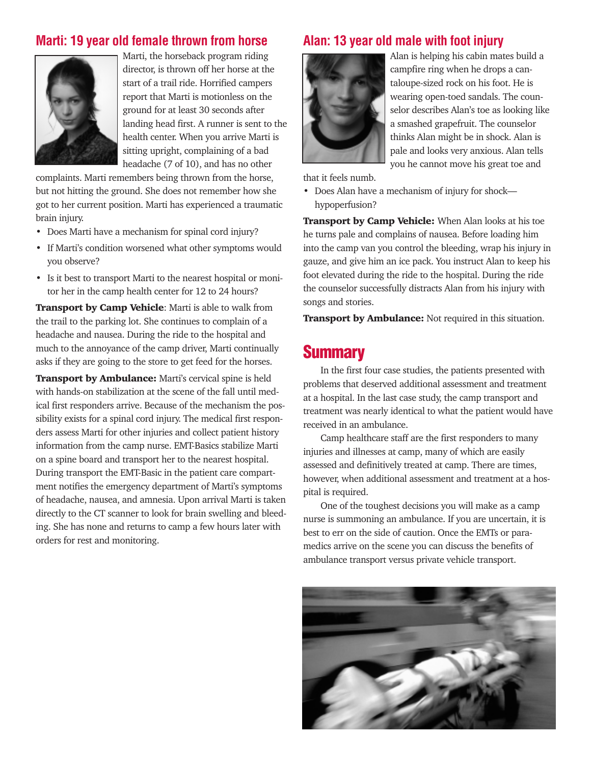## Marti: 19 year old female thrown from horse

Marti, the horseback program riding director, is thrown off her horse at the start of a trail ride. Horrified campers report that Marti is motionless on the ground for at least 30 seconds after landing head first. A runner is sent to the health center. When you arrive Marti is sitting upright, complaining of a bad headache (7 of 10), and has no other complaints. Marti remembers being thrown from the horse, but not hitting the ground. She does not remember how she got to her current position. Marti has experienced a traumatic brain injury.

- Does Marti have a mechanism for spinal cord injury?
- If Marti's condition worsened what other symptoms would you observe?
- Is it best to transport Marti to the nearest hospital or monitor her in the camp health center for 12 to 24 hours?

**Transport by Camp Vehicle**: Marti is able to walk from the trail to the parking lot. She continues to complain of a headache and nausea. During the ride to the hospital and much to the annoyance of the camp driver, Marti continually asks if they are going to the store to get feed for the horses.

**Transport by Ambulance:** Marti's cervical spine is held with hands-on stabilization at the scene of the fall until medical first responders arrive. Because of the mechanism the possibility exists for a spinal cord injury. The medical first responders assess Marti for other injuries and collect patient history information from the camp nurse. EMT-Basics stabilize Marti on a spine board and transport her to the nearest hospital. During transport the EMT-Basic in the patient care compartment notifies the emergency department of Marti's symptoms of headache, nausea, and amnesia. Upon arrival Marti is taken directly to the CT scanner to look for brain swelling and bleeding. She has none and returns to camp a few hours later with orders for rest and monitoring.

## Alan: 13 year old male with foot injury

Alan is helping his cabin mates build a campfire ring when he drops a cantaloupe-sized rock on his foot. He is wearing open-toed sandals. The counselor describes Alan's toe as looking like a smashed grapefruit. The counselor thinks Alan might be in shock. Alan is pale and looks very anxious. Alan tells you he cannot move his great toe and that it feels numb.

- Does Alan have a mechanism of injury for shock—hypoperfusion?

**Transport by Camp Vehicle:** When Alan looks at his toe he turns pale and complains of nausea. Before loading him into the camp van you control the bleeding, wrap his injury in gauze, and give him an ice pack. You instruct Alan to keep his foot elevated during the ride to the hospital. During the ride the counselor successfully distracts Alan from his injury with songs and stories.

**Transport by Ambulance:** Not required in this situation.

# Summary

In the first four case studies, the patients presented with problems that deserved additional assessment and treatment at a hospital. In the last case study, the camp transport and treatment was nearly identical to what the patient would have received in an ambulance.

Camp healthcare staff are the first responders to many injuries and illnesses at camp, many of which are easily assessed and definitively treated at camp. There are times, however, when additional assessment and treatment at a hospital is required.

One of the toughest decisions you will make as a camp nurse is summoning an ambulance. If you are uncertain, it is best to err on the side of caution. Once the EMTs or paramedics arrive on the scene you can discuss the benefits of ambulance transport versus private vehicle transport.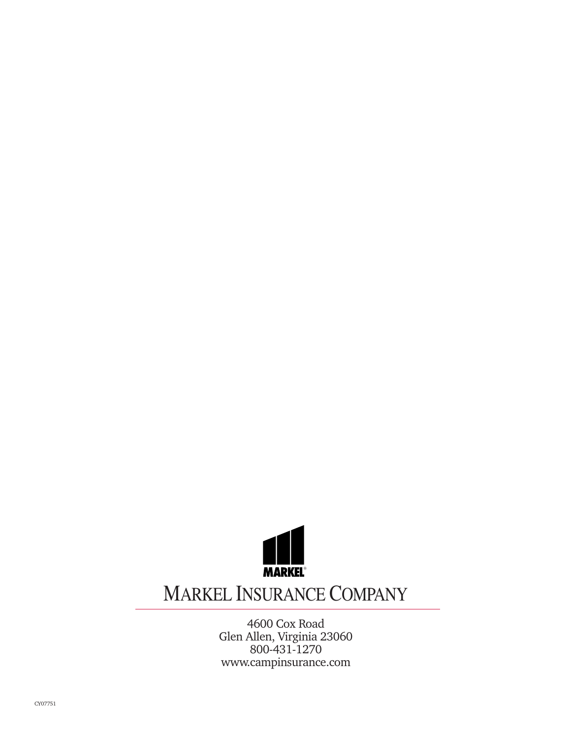MARKEL

MARKEL INSURANCE COMPANY

4600 Cox Road
Glen Allen, Virginia 23060
800-431-1270
www.campinsurance.com

CY07751